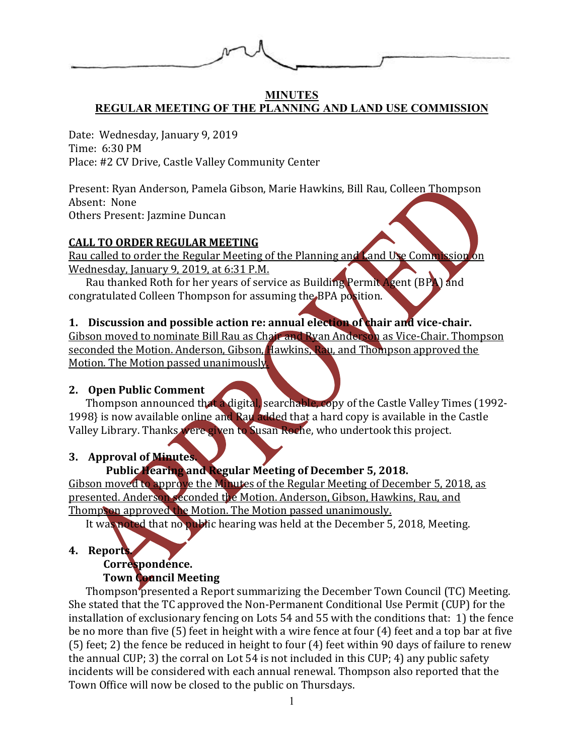**MINUTES**
**REGULAR MEETING OF THE PLANNING AND LAND USE COMMISSION**

Date: Wednesday, January 9, 2019
Time: 6:30 PM
Place: #2 CV Drive, Castle Valley Community Center

Present: Ryan Anderson, Pamela Gibson, Marie Hawkins, Bill Rau, Colleen Thompson
Absent: None
Others Present: Jazmine Duncan

**CALL TO ORDER REGULAR MEETING**

Rau called to order the Regular Meeting of the Planning and Land Use Commission on Wednesday, January 9, 2019, at 6:31 P.M.

Rau thanked Roth for her years of service as Building Permit Agent (BPA) and congratulated Colleen Thompson for assuming the BPA position.

**1. Discussion and possible action re: annual election of chair and vice-chair.**

Gibson moved to nominate Bill Rau as Chair and Ryan Anderson as Vice-Chair. Thompson seconded the Motion. Anderson, Gibson, Hawkins, Rau, and Thompson approved the Motion. The Motion passed unanimously.

**2. Open Public Comment**

Thompson announced that a digital, searchable, copy of the Castle Valley Times (1992-1998} is now available online and Rau added that a hard copy is available in the Castle Valley Library. Thanks were given to Susan Roche, who undertook this project.

**3. Approval of Minutes.**

**Public Hearing and Regular Meeting of December 5, 2018.**

Gibson moved to approve the Minutes of the Regular Meeting of December 5, 2018, as presented. Anderson seconded the Motion. Anderson, Gibson, Hawkins, Rau, and Thompson approved the Motion. The Motion passed unanimously.

It was noted that no public hearing was held at the December 5, 2018, Meeting.

**4. Reports.**

**Correspondence.**

**Town Council Meeting**

Thompson presented a Report summarizing the December Town Council (TC) Meeting. She stated that the TC approved the Non-Permanent Conditional Use Permit (CUP) for the installation of exclusionary fencing on Lots 54 and 55 with the conditions that: 1) the fence be no more than five (5) feet in height with a wire fence at four (4) feet and a top bar at five (5) feet; 2) the fence be reduced in height to four (4) feet within 90 days of failure to renew the annual CUP; 3) the corral on Lot 54 is not included in this CUP; 4) any public safety incidents will be considered with each annual renewal. Thompson also reported that the Town Office will now be closed to the public on Thursdays.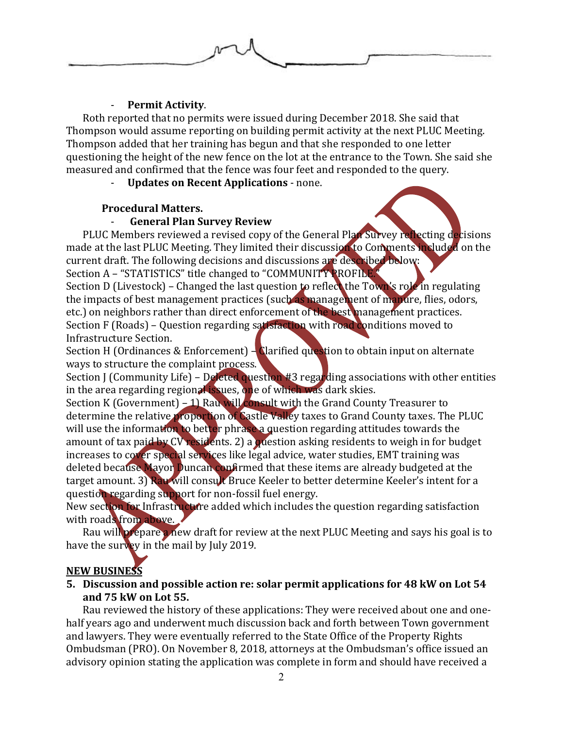- **Permit Activity**.

Roth reported that no permits were issued during December 2018. She said that Thompson would assume reporting on building permit activity at the next PLUC Meeting. Thompson added that her training has begun and that she responded to one letter questioning the height of the new fence on the lot at the entrance to the Town. She said she measured and confirmed that the fence was four feet and responded to the query.

- **Updates on Recent Applications** - none.

**Procedural Matters.**

- **General Plan Survey Review**

PLUC Members reviewed a revised copy of the General Plan Survey reflecting decisions made at the last PLUC Meeting. They limited their discussion to Comments included on the current draft. The following decisions and discussions are described below:

Section A – "STATISTICS" title changed to "COMMUNITY PROFILE."

Section D (Livestock) – Changed the last question to reflect the Town's role in regulating the impacts of best management practices (such as management of manure, flies, odors, etc.) on neighbors rather than direct enforcement of the best management practices.

Section F (Roads) – Question regarding satisfaction with road conditions moved to Infrastructure Section.

Section H (Ordinances & Enforcement) – Clarified question to obtain input on alternate ways to structure the complaint process.

Section J (Community Life) – Deleted question #3 regarding associations with other entities in the area regarding regional issues, one of which was dark skies.

Section K (Government) – 1) Rau will consult with the Grand County Treasurer to determine the relative proportion of Castle Valley taxes to Grand County taxes. The PLUC will use the information to better phrase a question regarding attitudes towards the amount of tax paid by CV residents. 2) a question asking residents to weigh in for budget increases to cover special services like legal advice, water studies, EMT training was deleted because Mayor Duncan confirmed that these items are already budgeted at the target amount. 3) Rau will consult Bruce Keeler to better determine Keeler's intent for a question regarding support for non-fossil fuel energy.

New section for Infrastructure added which includes the question regarding satisfaction with roads from above.

Rau will prepare a new draft for review at the next PLUC Meeting and says his goal is to have the survey in the mail by July 2019.

**NEW BUSINESS**

**5. Discussion and possible action re: solar permit applications for 48 kW on Lot 54 and 75 kW on Lot 55.**

Rau reviewed the history of these applications: They were received about one and one-half years ago and underwent much discussion back and forth between Town government and lawyers. They were eventually referred to the State Office of the Property Rights Ombudsman (PRO). On November 8, 2018, attorneys at the Ombudsman's office issued an advisory opinion stating the application was complete in form and should have received a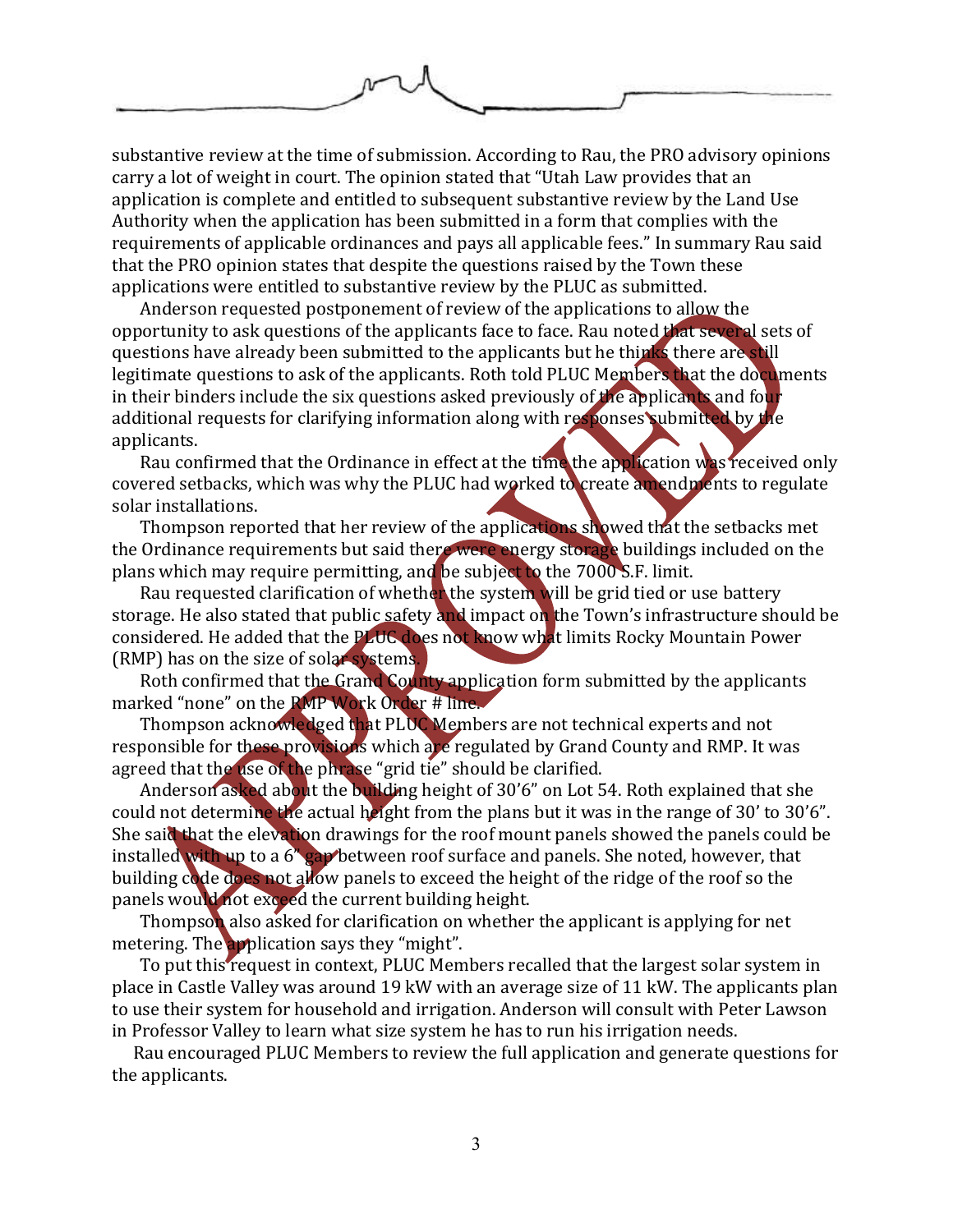substantive review at the time of submission. According to Rau, the PRO advisory opinions carry a lot of weight in court. The opinion stated that "Utah Law provides that an application is complete and entitled to subsequent substantive review by the Land Use Authority when the application has been submitted in a form that complies with the requirements of applicable ordinances and pays all applicable fees." In summary Rau said that the PRO opinion states that despite the questions raised by the Town these applications were entitled to substantive review by the PLUC as submitted.

Anderson requested postponement of review of the applications to allow the opportunity to ask questions of the applicants face to face. Rau noted that several sets of questions have already been submitted to the applicants but he thinks there are still legitimate questions to ask of the applicants. Roth told PLUC Members that the documents in their binders include the six questions asked previously of the applicants and four additional requests for clarifying information along with responses submitted by the applicants.

Rau confirmed that the Ordinance in effect at the time the application was received only covered setbacks, which was why the PLUC had worked to create amendments to regulate solar installations.

Thompson reported that her review of the applications showed that the setbacks met the Ordinance requirements but said there were energy storage buildings included on the plans which may require permitting, and be subject to the 7000 S.F. limit.

Rau requested clarification of whether the system will be grid tied or use battery storage. He also stated that public safety and impact on the Town's infrastructure should be considered. He added that the PLUC does not know what limits Rocky Mountain Power (RMP) has on the size of solar systems.

Roth confirmed that the Grand County application form submitted by the applicants marked "none" on the RMP Work Order # line.

Thompson acknowledged that PLUC Members are not technical experts and not responsible for these provisions which are regulated by Grand County and RMP. It was agreed that the use of the phrase "grid tie" should be clarified.

Anderson asked about the building height of 30'6" on Lot 54. Roth explained that she could not determine the actual height from the plans but it was in the range of 30' to 30'6". She said that the elevation drawings for the roof mount panels showed the panels could be installed with up to a 6" gap between roof surface and panels. She noted, however, that building code does not allow panels to exceed the height of the ridge of the roof so the panels would not exceed the current building height.

Thompson also asked for clarification on whether the applicant is applying for net metering. The application says they "might".

To put this request in context, PLUC Members recalled that the largest solar system in place in Castle Valley was around 19 kW with an average size of 11 kW. The applicants plan to use their system for household and irrigation. Anderson will consult with Peter Lawson in Professor Valley to learn what size system he has to run his irrigation needs.

Rau encouraged PLUC Members to review the full application and generate questions for the applicants.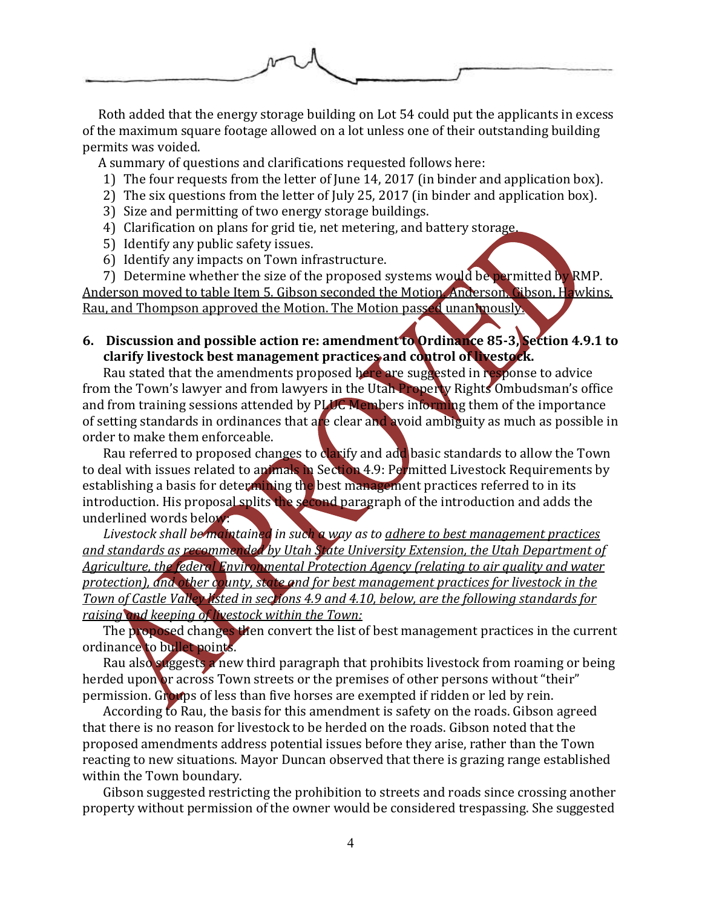Roth added that the energy storage building on Lot 54 could put the applicants in excess of the maximum square footage allowed on a lot unless one of their outstanding building permits was voided.

A summary of questions and clarifications requested follows here:

1) The four requests from the letter of June 14, 2017 (in binder and application box).
2) The six questions from the letter of July 25, 2017 (in binder and application box).
3) Size and permitting of two energy storage buildings.
4) Clarification on plans for grid tie, net metering, and battery storage.
5) Identify any public safety issues.
6) Identify any impacts on Town infrastructure.
7) Determine whether the size of the proposed systems would be permitted by RMP.

<u>Anderson moved to table Item 5. Gibson seconded the Motion. Anderson, Gibson, Hawkins, Rau, and Thompson approved the Motion. The Motion passed unanimously.</u>

**6. Discussion and possible action re: amendment to Ordinance 85-3, Section 4.9.1 to clarify livestock best management practices and control of livestock.**

Rau stated that the amendments proposed here are suggested in response to advice from the Town's lawyer and from lawyers in the Utah Property Rights Ombudsman's office and from training sessions attended by PLUC Members informing them of the importance of setting standards in ordinances that are clear and avoid ambiguity as much as possible in order to make them enforceable.

Rau referred to proposed changes to clarify and add basic standards to allow the Town to deal with issues related to animals in Section 4.9: Permitted Livestock Requirements by establishing a basis for determining the best management practices referred to in its introduction. His proposal splits the second paragraph of the introduction and adds the underlined words below:

*Livestock shall be maintained in such a way as to <u>adhere to best management practices and standards as recommended by Utah State University Extension, the Utah Department of Agriculture, the federal Environmental Protection Agency (relating to air quality and water protection), and other county, state and for best management practices for livestock in the Town of Castle Valley listed in sections 4.9 and 4.10, below, are the following standards for raising and keeping of livestock within the Town:</u>*

The proposed changes then convert the list of best management practices in the current ordinance to bullet points.

Rau also suggests a new third paragraph that prohibits livestock from roaming or being herded upon or across Town streets or the premises of other persons without "their" permission. Groups of less than five horses are exempted if ridden or led by rein.

According to Rau, the basis for this amendment is safety on the roads. Gibson agreed that there is no reason for livestock to be herded on the roads. Gibson noted that the proposed amendments address potential issues before they arise, rather than the Town reacting to new situations. Mayor Duncan observed that there is grazing range established within the Town boundary.

Gibson suggested restricting the prohibition to streets and roads since crossing another property without permission of the owner would be considered trespassing. She suggested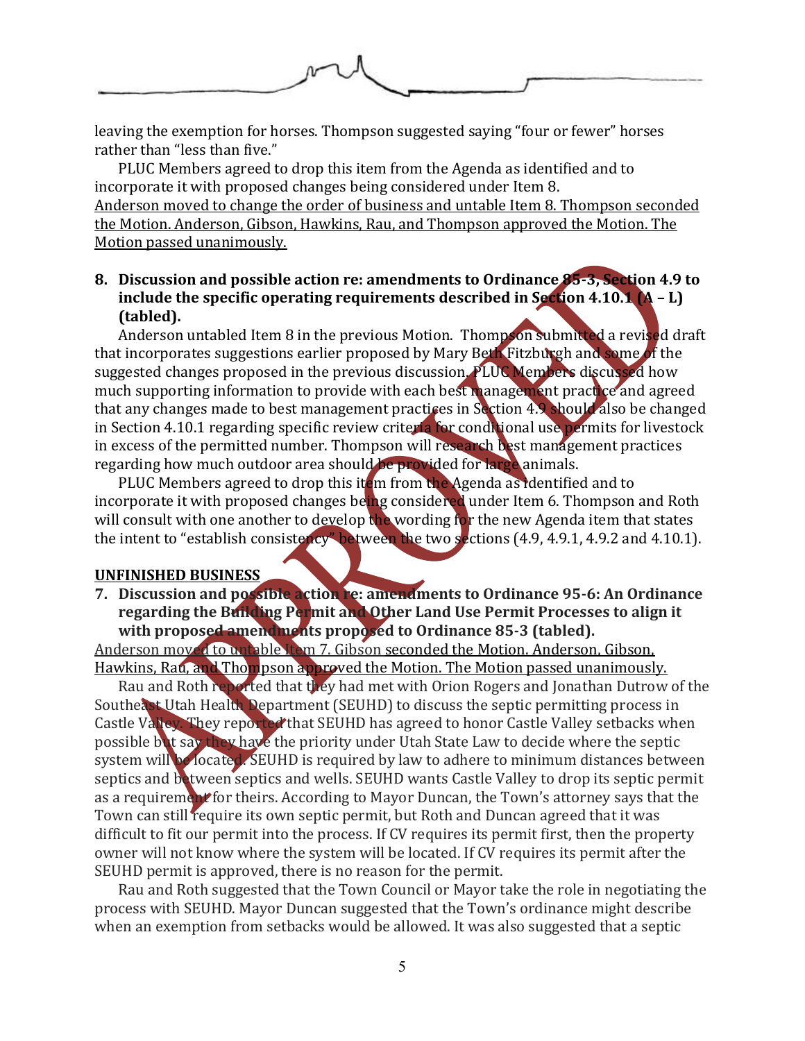leaving the exemption for horses. Thompson suggested saying "four or fewer" horses rather than "less than five."

PLUC Members agreed to drop this item from the Agenda as identified and to incorporate it with proposed changes being considered under Item 8.

<u>Anderson moved to change the order of business and untable Item 8. Thompson seconded the Motion. Anderson, Gibson, Hawkins, Rau, and Thompson approved the Motion. The Motion passed unanimously.</u>

**8. Discussion and possible action re: amendments to Ordinance 85-3, Section 4.9 to include the specific operating requirements described in Section 4.10.1 (A – L) (tabled).**

Anderson untabled Item 8 in the previous Motion. Thompson submitted a revised draft that incorporates suggestions earlier proposed by Mary Beth Fitzburgh and some of the suggested changes proposed in the previous discussion. PLUC Members discussed how much supporting information to provide with each best management practice and agreed that any changes made to best management practices in Section 4.9 should also be changed in Section 4.10.1 regarding specific review criteria for conditional use permits for livestock in excess of the permitted number. Thompson will research best management practices regarding how much outdoor area should be provided for large animals.

PLUC Members agreed to drop this item from the Agenda as identified and to incorporate it with proposed changes being considered under Item 6. Thompson and Roth will consult with one another to develop the wording for the new Agenda item that states the intent to "establish consistency" between the two sections (4.9, 4.9.1, 4.9.2 and 4.10.1).

**<u>UNFINISHED BUSINESS</u>**

**7. Discussion and possible action re: amendments to Ordinance 95-6: An Ordinance regarding the Building Permit and Other Land Use Permit Processes to align it with proposed amendments proposed to Ordinance 85-3 (tabled).**

<u>Anderson moved to untable Item 7. Gibson seconded the Motion. Anderson, Gibson, Hawkins, Rau, and Thompson approved the Motion. The Motion passed unanimously.</u>

Rau and Roth reported that they had met with Orion Rogers and Jonathan Dutrow of the Southeast Utah Health Department (SEUHD) to discuss the septic permitting process in Castle Valley. They reported that SEUHD has agreed to honor Castle Valley setbacks when possible but say they have the priority under Utah State Law to decide where the septic system will be located. SEUHD is required by law to adhere to minimum distances between septics and between septics and wells. SEUHD wants Castle Valley to drop its septic permit as a requirement for theirs. According to Mayor Duncan, the Town's attorney says that the Town can still require its own septic permit, but Roth and Duncan agreed that it was difficult to fit our permit into the process. If CV requires its permit first, then the property owner will not know where the system will be located. If CV requires its permit after the SEUHD permit is approved, there is no reason for the permit.

Rau and Roth suggested that the Town Council or Mayor take the role in negotiating the process with SEUHD. Mayor Duncan suggested that the Town's ordinance might describe when an exemption from setbacks would be allowed. It was also suggested that a septic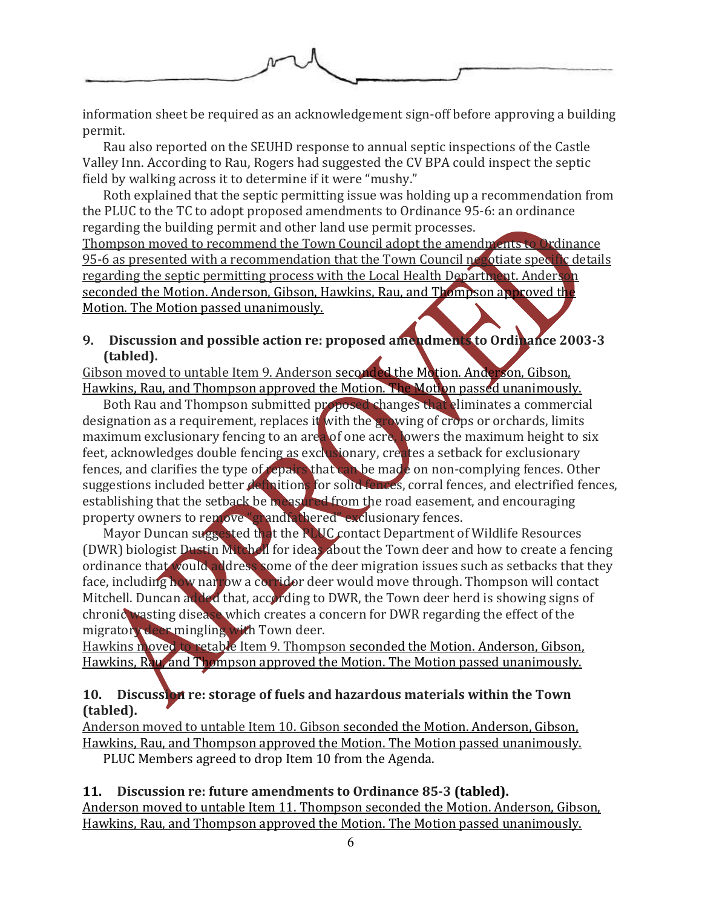information sheet be required as an acknowledgement sign-off before approving a building permit.

Rau also reported on the SEUHD response to annual septic inspections of the Castle Valley Inn. According to Rau, Rogers had suggested the CV BPA could inspect the septic field by walking across it to determine if it were "mushy."

Roth explained that the septic permitting issue was holding up a recommendation from the PLUC to the TC to adopt proposed amendments to Ordinance 95-6: an ordinance regarding the building permit and other land use permit processes.
Thompson moved to recommend the Town Council adopt the amendments to Ordinance 95-6 as presented with a recommendation that the Town Council negotiate specific details regarding the septic permitting process with the Local Health Department. Anderson seconded the Motion. Anderson, Gibson, Hawkins, Rau, and Thompson approved the Motion. The Motion passed unanimously.

**9. Discussion and possible action re: proposed amendments to Ordinance 2003-3 (tabled).**

Gibson moved to untable Item 9. Anderson seconded the Motion. Anderson, Gibson, Hawkins, Rau, and Thompson approved the Motion. The Motion passed unanimously.

Both Rau and Thompson submitted proposed changes that eliminates a commercial designation as a requirement, replaces it with the growing of crops or orchards, limits maximum exclusionary fencing to an area of one acre, lowers the maximum height to six feet, acknowledges double fencing as exclusionary, creates a setback for exclusionary fences, and clarifies the type of repairs that can be made on non-complying fences. Other suggestions included better definitions for solid fences, corral fences, and electrified fences, establishing that the setback be measured from the road easement, and encouraging property owners to remove "grandfathered" exclusionary fences.

Mayor Duncan suggested that the PLUC contact Department of Wildlife Resources (DWR) biologist Dustin Mitchell for ideas about the Town deer and how to create a fencing ordinance that would address some of the deer migration issues such as setbacks that they face, including how narrow a corridor deer would move through. Thompson will contact Mitchell. Duncan added that, according to DWR, the Town deer herd is showing signs of chronic wasting disease which creates a concern for DWR regarding the effect of the migratory deer mingling with Town deer.
Hawkins moved to retable Item 9. Thompson seconded the Motion. Anderson, Gibson, Hawkins, Rau, and Thompson approved the Motion. The Motion passed unanimously.

**10. Discussion re: storage of fuels and hazardous materials within the Town (tabled).**

Anderson moved to untable Item 10. Gibson seconded the Motion. Anderson, Gibson, Hawkins, Rau, and Thompson approved the Motion. The Motion passed unanimously.

PLUC Members agreed to drop Item 10 from the Agenda.

**11. Discussion re: future amendments to Ordinance 85-3 (tabled).**

Anderson moved to untable Item 11. Thompson seconded the Motion. Anderson, Gibson, Hawkins, Rau, and Thompson approved the Motion. The Motion passed unanimously.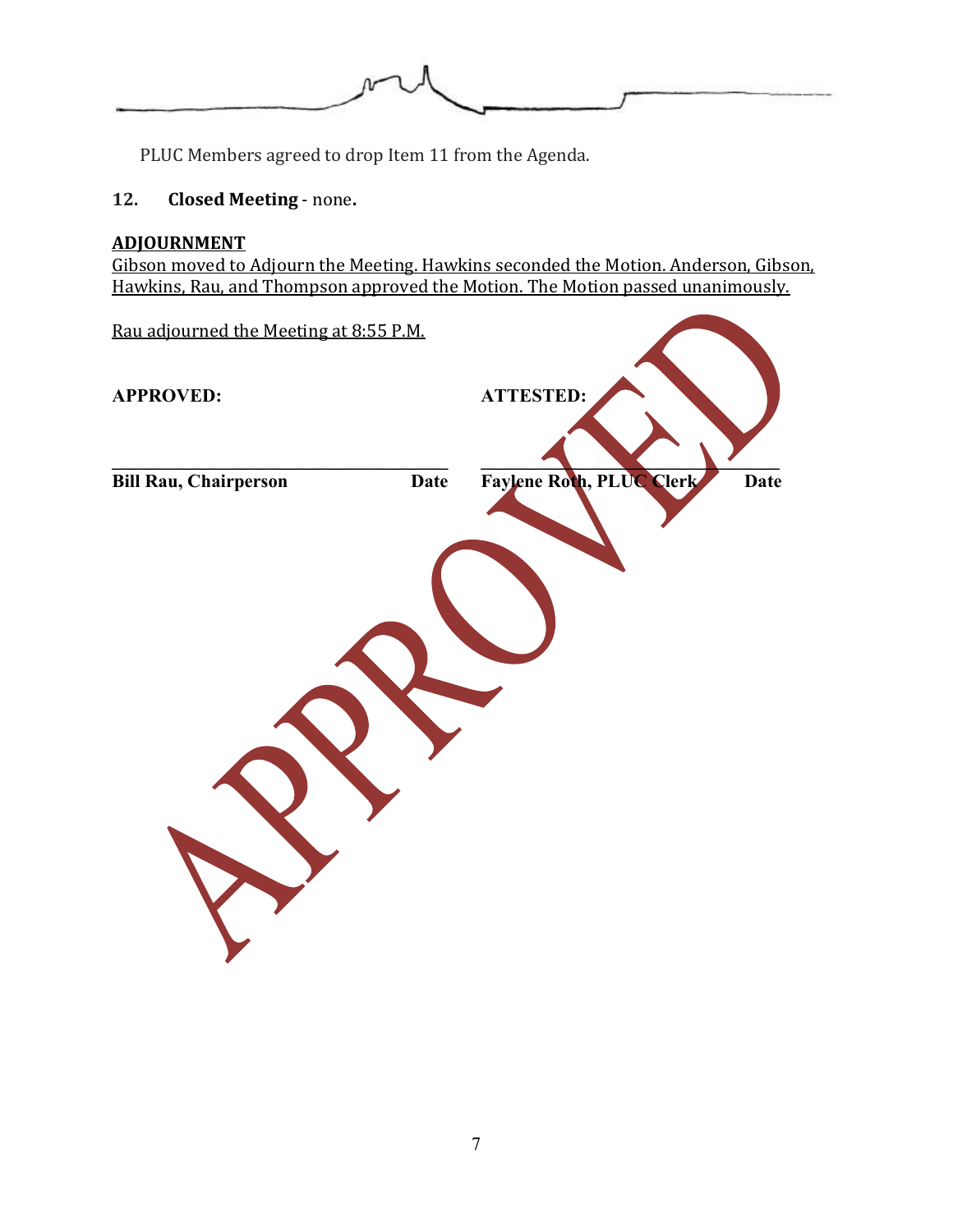PLUC Members agreed to drop Item 11 from the Agenda.

**12. Closed Meeting** - none**.**

**ADJOURNMENT**

Gibson moved to Adjourn the Meeting. Hawkins seconded the Motion. Anderson, Gibson, Hawkins, Rau, and Thompson approved the Motion. The Motion passed unanimously.

Rau adjourned the Meeting at 8:55 P.M.

**APPROVED:** **ATTESTED:**

\_\_\_\_\_\_\_\_\_\_\_\_\_\_\_\_\_\_\_\_\_\_\_\_\_\_\_\_\_\_\_\_\_\_\_\_\_\_\_\_ \_\_\_\_\_\_\_\_\_\_\_\_\_\_\_\_\_\_\_\_\_\_\_\_\_\_\_\_\_\_\_\_\_\_\_\_\_\_\_\_

**Bill Rau, Chairperson Date** **Faylene Roth, PLUC Clerk Date**

APPROVED